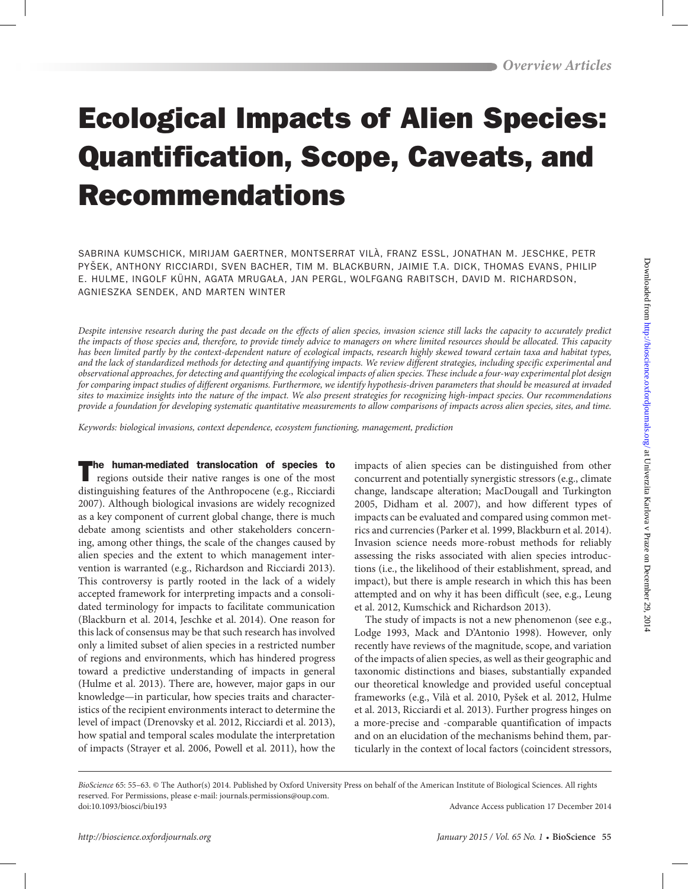# Ecological Impacts of Alien Species: Quantification, Scope, Caveats, and Recommendations

SABRINA KUMSCHICK, MIRIJAM GAERTNER, MONTSERRAT VILÀ, FRANZ ESSL, JONATHAN M. JESCHKE, PETR PYŠEK, ANTHONY RICCIARDI, SVEN BACHER, TIM M. BLACKBURN, JAIMIE T.A. DICK, THOMAS EVANS, PHILIP E. HULME, INGOLF KÜHN, AGATA MRUGAŁA, JAN PERGL, WOLFGANG RABITSCH, DAVID M. RICHARDSON, AGNIESZKA SENDEK, AND MARTEN WINTER

*Despite intensive research during the past decade on the effects of alien species, invasion science still lacks the capacity to accurately predict the impacts of those species and, therefore, to provide timely advice to managers on where limited resources should be allocated. This capacity has been limited partly by the context-dependent nature of ecological impacts, research highly skewed toward certain taxa and habitat types, and the lack of standardized methods for detecting and quantifying impacts. We review different strategies, including specific experimental and observational approaches, for detecting and quantifying the ecological impacts of alien species. These include a four-way experimental plot design for comparing impact studies of different organisms. Furthermore, we identify hypothesis-driven parameters that should be measured at invaded sites to maximize insights into the nature of the impact. We also present strategies for recognizing high-impact species. Our recommendations provide a foundation for developing systematic quantitative measurements to allow comparisons of impacts across alien species, sites, and time.*

*Keywords: biological invasions, context dependence, ecosystem functioning, management, prediction*

**The human-mediated translocation of species to** regions outside their native ranges is one of the most distinguishing features of the Anthropocene (e.g., Ricciardi 2007). Although biological invasions are widely recognized as a key component of current global change, there is much debate among scientists and other stakeholders concerning, among other things, the scale of the changes caused by alien species and the extent to which management intervention is warranted (e.g., Richardson and Ricciardi 2013). This controversy is partly rooted in the lack of a widely accepted framework for interpreting impacts and a consolidated terminology for impacts to facilitate communication (Blackburn et al. 2014, Jeschke et al. 2014). One reason for this lack of consensus may be that such research has involved only a limited subset of alien species in a restricted number of regions and environments, which has hindered progress toward a predictive understanding of impacts in general (Hulme et al. 2013). There are, however, major gaps in our knowledge—in particular, how species traits and characteristics of the recipient environments interact to determine the level of impact (Drenovsky et al. 2012, Ricciardi et al. 2013), how spatial and temporal scales modulate the interpretation of impacts (Strayer et al. 2006, Powell et al. 2011), how the impacts of alien species can be distinguished from other concurrent and potentially synergistic stressors (e.g., climate change, landscape alteration; MacDougall and Turkington 2005, Didham et al. 2007), and how different types of impacts can be evaluated and compared using common metrics and currencies (Parker et al. 1999, Blackburn et al. 2014). Invasion science needs more-robust methods for reliably assessing the risks associated with alien species introductions (i.e., the likelihood of their establishment, spread, and impact), but there is ample research in which this has been attempted and on why it has been difficult (see, e.g., Leung et al. 2012, Kumschick and Richardson 2013).

The study of impacts is not a new phenomenon (see e.g., Lodge 1993, Mack and D'Antonio 1998). However, only recently have reviews of the magnitude, scope, and variation of the impacts of alien species, as well as their geographic and taxonomic distinctions and biases, substantially expanded our theoretical knowledge and provided useful conceptual frameworks (e.g., Vilà et al. 2010, Pyšek et al. 2012, Hulme et al. 2013, Ricciardi et al. 2013). Further progress hinges on a more-precise and -comparable quantification of impacts and on an elucidation of the mechanisms behind them, particularly in the context of local factors (coincident stressors,

*BioScience* 65: 55–63. © The Author(s) 2014. Published by Oxford University Press on behalf of the American Institute of Biological Sciences. All rights reserved. For Permissions, please e-mail: journals.permissions@oup.com.
doi:10.1093/biosci/biu193 Advance Access publication 17 December 2014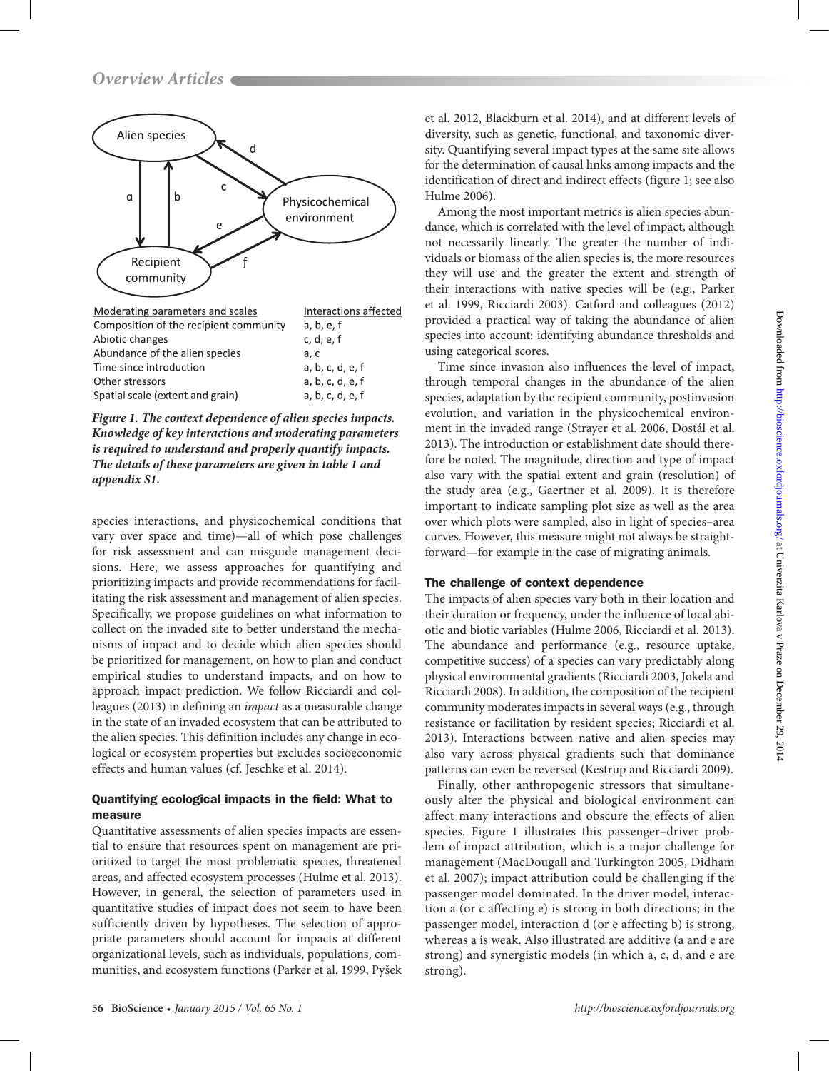| Moderating parameters and scales | Interactions affected |
|---|---|
| Composition of the recipient community | a, b, e, f |
| Abiotic changes | c, d, e, f |
| Abundance of the alien species | a, c |
| Time since introduction | a, b, c, d, e, f |
| Other stressors | a, b, c, d, e, f |
| Spatial scale (extent and grain) | a, b, c, d, e, f |

***Figure 1. The context dependence of alien species impacts. Knowledge of key interactions and moderating parameters is required to understand and properly quantify impacts. The details of these parameters are given in table 1 and appendix S1.***

species interactions, and physicochemical conditions that vary over space and time)—all of which pose challenges for risk assessment and can misguide management decisions. Here, we assess approaches for quantifying and prioritizing impacts and provide recommendations for facilitating the risk assessment and management of alien species. Specifically, we propose guidelines on what information to collect on the invaded site to better understand the mechanisms of impact and to decide which alien species should be prioritized for management, on how to plan and conduct empirical studies to understand impacts, and on how to approach impact prediction. We follow Ricciardi and colleagues (2013) in defining an *impact* as a measurable change in the state of an invaded ecosystem that can be attributed to the alien species. This definition includes any change in ecological or ecosystem properties but excludes socioeconomic effects and human values (cf. Jeschke et al. 2014).

## Quantifying ecological impacts in the field: What to measure

Quantitative assessments of alien species impacts are essential to ensure that resources spent on management are prioritized to target the most problematic species, threatened areas, and affected ecosystem processes (Hulme et al. 2013). However, in general, the selection of parameters used in quantitative studies of impact does not seem to have been sufficiently driven by hypotheses. The selection of appropriate parameters should account for impacts at different organizational levels, such as individuals, populations, communities, and ecosystem functions (Parker et al. 1999, Pyšek et al. 2012, Blackburn et al. 2014), and at different levels of diversity, such as genetic, functional, and taxonomic diversity. Quantifying several impact types at the same site allows for the determination of causal links among impacts and the identification of direct and indirect effects (figure 1; see also Hulme 2006).

Among the most important metrics is alien species abundance, which is correlated with the level of impact, although not necessarily linearly. The greater the number of individuals or biomass of the alien species is, the more resources they will use and the greater the extent and strength of their interactions with native species will be (e.g., Parker et al. 1999, Ricciardi 2003). Catford and colleagues (2012) provided a practical way of taking the abundance of alien species into account: identifying abundance thresholds and using categorical scores.

Time since invasion also influences the level of impact, through temporal changes in the abundance of the alien species, adaptation by the recipient community, postinvasion evolution, and variation in the physicochemical environment in the invaded range (Strayer et al. 2006, Dostál et al. 2013). The introduction or establishment date should therefore be noted. The magnitude, direction and type of impact also vary with the spatial extent and grain (resolution) of the study area (e.g., Gaertner et al. 2009). It is therefore important to indicate sampling plot size as well as the area over which plots were sampled, also in light of species–area curves. However, this measure might not always be straightforward—for example in the case of migrating animals.

## The challenge of context dependence

The impacts of alien species vary both in their location and their duration or frequency, under the influence of local abiotic and biotic variables (Hulme 2006, Ricciardi et al. 2013). The abundance and performance (e.g., resource uptake, competitive success) of a species can vary predictably along physical environmental gradients (Ricciardi 2003, Jokela and Ricciardi 2008). In addition, the composition of the recipient community moderates impacts in several ways (e.g., through resistance or facilitation by resident species; Ricciardi et al. 2013). Interactions between native and alien species may also vary across physical gradients such that dominance patterns can even be reversed (Kestrup and Ricciardi 2009).

Finally, other anthropogenic stressors that simultaneously alter the physical and biological environment can affect many interactions and obscure the effects of alien species. Figure 1 illustrates this passenger–driver problem of impact attribution, which is a major challenge for management (MacDougall and Turkington 2005, Didham et al. 2007); impact attribution could be challenging if the passenger model dominated. In the driver model, interaction a (or c affecting e) is strong in both directions; in the passenger model, interaction d (or e affecting b) is strong, whereas a is weak. Also illustrated are additive (a and e are strong) and synergistic models (in which a, c, d, and e are strong).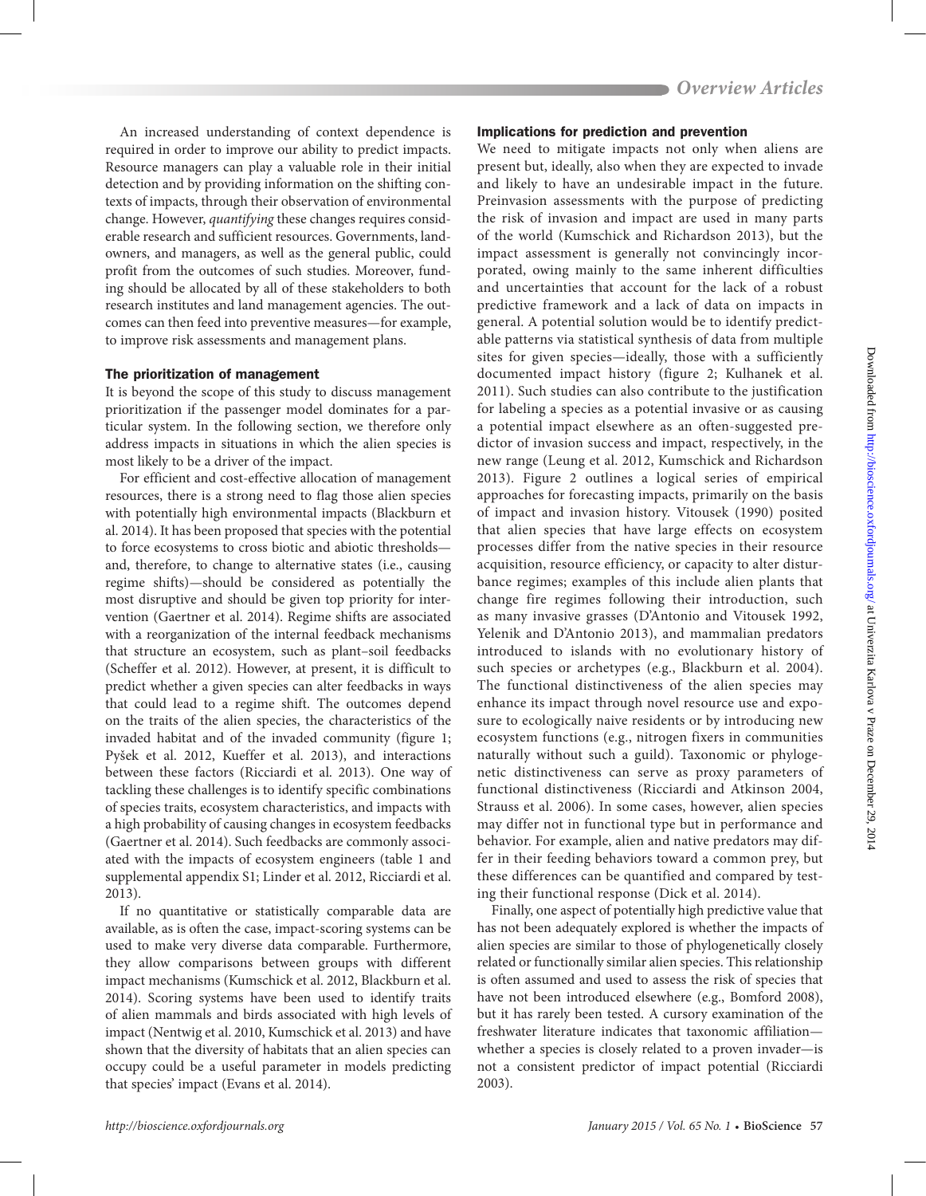An increased understanding of context dependence is required in order to improve our ability to predict impacts. Resource managers can play a valuable role in their initial detection and by providing information on the shifting contexts of impacts, through their observation of environmental change. However, *quantifying* these changes requires considerable research and sufficient resources. Governments, landowners, and managers, as well as the general public, could profit from the outcomes of such studies. Moreover, funding should be allocated by all of these stakeholders to both research institutes and land management agencies. The outcomes can then feed into preventive measures—for example, to improve risk assessments and management plans.

### The prioritization of management

It is beyond the scope of this study to discuss management prioritization if the passenger model dominates for a particular system. In the following section, we therefore only address impacts in situations in which the alien species is most likely to be a driver of the impact.

For efficient and cost-effective allocation of management resources, there is a strong need to flag those alien species with potentially high environmental impacts (Blackburn et al. 2014). It has been proposed that species with the potential to force ecosystems to cross biotic and abiotic thresholds—and, therefore, to change to alternative states (i.e., causing regime shifts)—should be considered as potentially the most disruptive and should be given top priority for intervention (Gaertner et al. 2014). Regime shifts are associated with a reorganization of the internal feedback mechanisms that structure an ecosystem, such as plant–soil feedbacks (Scheffer et al. 2012). However, at present, it is difficult to predict whether a given species can alter feedbacks in ways that could lead to a regime shift. The outcomes depend on the traits of the alien species, the characteristics of the invaded habitat and of the invaded community (figure 1; Pyšek et al. 2012, Kueffer et al. 2013), and interactions between these factors (Ricciardi et al. 2013). One way of tackling these challenges is to identify specific combinations of species traits, ecosystem characteristics, and impacts with a high probability of causing changes in ecosystem feedbacks (Gaertner et al. 2014). Such feedbacks are commonly associated with the impacts of ecosystem engineers (table 1 and supplemental appendix S1; Linder et al. 2012, Ricciardi et al. 2013).

If no quantitative or statistically comparable data are available, as is often the case, impact-scoring systems can be used to make very diverse data comparable. Furthermore, they allow comparisons between groups with different impact mechanisms (Kumschick et al. 2012, Blackburn et al. 2014). Scoring systems have been used to identify traits of alien mammals and birds associated with high levels of impact (Nentwig et al. 2010, Kumschick et al. 2013) and have shown that the diversity of habitats that an alien species can occupy could be a useful parameter in models predicting that species' impact (Evans et al. 2014).

### Implications for prediction and prevention

We need to mitigate impacts not only when aliens are present but, ideally, also when they are expected to invade and likely to have an undesirable impact in the future. Preinvasion assessments with the purpose of predicting the risk of invasion and impact are used in many parts of the world (Kumschick and Richardson 2013), but the impact assessment is generally not convincingly incorporated, owing mainly to the same inherent difficulties and uncertainties that account for the lack of a robust predictive framework and a lack of data on impacts in general. A potential solution would be to identify predictable patterns via statistical synthesis of data from multiple sites for given species—ideally, those with a sufficiently documented impact history (figure 2; Kulhanek et al. 2011). Such studies can also contribute to the justification for labeling a species as a potential invasive or as causing a potential impact elsewhere as an often-suggested predictor of invasion success and impact, respectively, in the new range (Leung et al. 2012, Kumschick and Richardson 2013). Figure 2 outlines a logical series of empirical approaches for forecasting impacts, primarily on the basis of impact and invasion history. Vitousek (1990) posited that alien species that have large effects on ecosystem processes differ from the native species in their resource acquisition, resource efficiency, or capacity to alter disturbance regimes; examples of this include alien plants that change fire regimes following their introduction, such as many invasive grasses (D'Antonio and Vitousek 1992, Yelenik and D'Antonio 2013), and mammalian predators introduced to islands with no evolutionary history of such species or archetypes (e.g., Blackburn et al. 2004). The functional distinctiveness of the alien species may enhance its impact through novel resource use and exposure to ecologically naive residents or by introducing new ecosystem functions (e.g., nitrogen fixers in communities naturally without such a guild). Taxonomic or phylogenetic distinctiveness can serve as proxy parameters of functional distinctiveness (Ricciardi and Atkinson 2004, Strauss et al. 2006). In some cases, however, alien species may differ not in functional type but in performance and behavior. For example, alien and native predators may differ in their feeding behaviors toward a common prey, but these differences can be quantified and compared by testing their functional response (Dick et al. 2014).

Finally, one aspect of potentially high predictive value that has not been adequately explored is whether the impacts of alien species are similar to those of phylogenetically closely related or functionally similar alien species. This relationship is often assumed and used to assess the risk of species that have not been introduced elsewhere (e.g., Bomford 2008), but it has rarely been tested. A cursory examination of the freshwater literature indicates that taxonomic affiliation—whether a species is closely related to a proven invader—is not a consistent predictor of impact potential (Ricciardi 2003).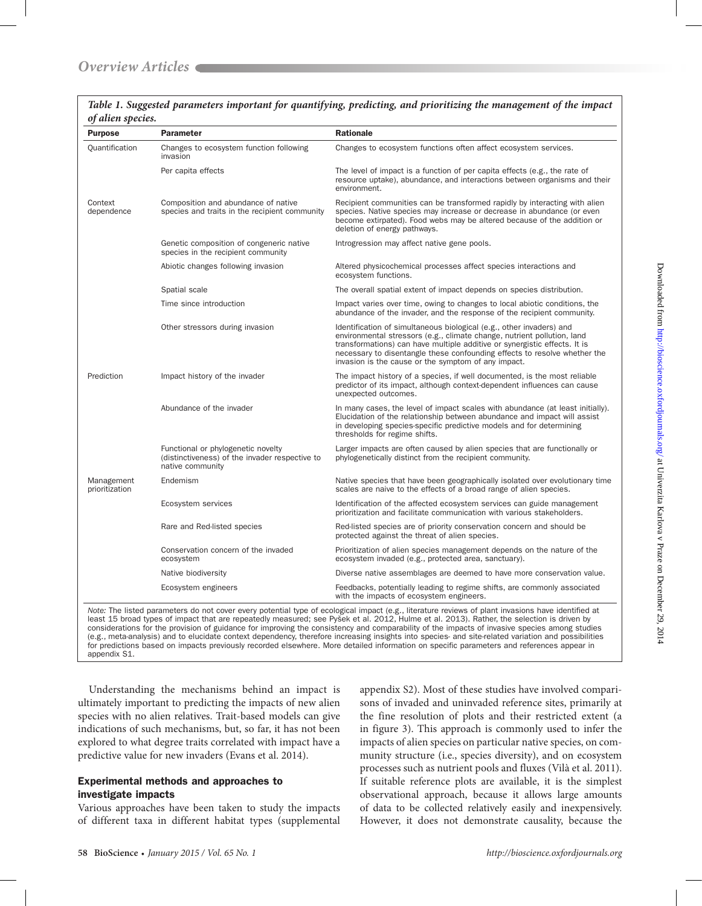*Table 1. Suggested parameters important for quantifying, predicting, and prioritizing the management of the impact of alien species.*

| Purpose | Parameter | Rationale |
|---|---|---|
| Quantification | Changes to ecosystem function following invasion | Changes to ecosystem functions often affect ecosystem services. |
| | Per capita effects | The level of impact is a function of per capita effects (e.g., the rate of resource uptake), abundance, and interactions between organisms and their environment. |
| Context dependence | Composition and abundance of native species and traits in the recipient community | Recipient communities can be transformed rapidly by interacting with alien species. Native species may increase or decrease in abundance (or even become extirpated). Food webs may be altered because of the addition or deletion of energy pathways. |
| | Genetic composition of congeneric native species in the recipient community | Introgression may affect native gene pools. |
| | Abiotic changes following invasion | Altered physicochemical processes affect species interactions and ecosystem functions. |
| | Spatial scale | The overall spatial extent of impact depends on species distribution. |
| | Time since introduction | Impact varies over time, owing to changes to local abiotic conditions, the abundance of the invader, and the response of the recipient community. |
| | Other stressors during invasion | Identification of simultaneous biological (e.g., other invaders) and environmental stressors (e.g., climate change, nutrient pollution, land transformations) can have multiple additive or synergistic effects. It is necessary to disentangle these confounding effects to resolve whether the invasion is the cause or the symptom of any impact. |
| Prediction | Impact history of the invader | The impact history of a species, if well documented, is the most reliable predictor of its impact, although context-dependent influences can cause unexpected outcomes. |
| | Abundance of the invader | In many cases, the level of impact scales with abundance (at least initially). Elucidation of the relationship between abundance and impact will assist in developing species-specific predictive models and for determining thresholds for regime shifts. |
| | Functional or phylogenetic novelty (distinctiveness) of the invader respective to native community | Larger impacts are often caused by alien species that are functionally or phylogenetically distinct from the recipient community. |
| Management prioritization | Endemism | Native species that have been geographically isolated over evolutionary time scales are naive to the effects of a broad range of alien species. |
| | Ecosystem services | Identification of the affected ecosystem services can guide management prioritization and facilitate communication with various stakeholders. |
| | Rare and Red-listed species | Red-listed species are of priority conservation concern and should be protected against the threat of alien species. |
| | Conservation concern of the invaded ecosystem | Prioritization of alien species management depends on the nature of the ecosystem invaded (e.g., protected area, sanctuary). |
| | Native biodiversity | Diverse native assemblages are deemed to have more conservation value. |
| | Ecosystem engineers | Feedbacks, potentially leading to regime shifts, are commonly associated with the impacts of ecosystem engineers. |

*Note:* The listed parameters do not cover every potential type of ecological impact (e.g., literature reviews of plant invasions have identified at least 15 broad types of impact that are repeatedly measured; see Pyšek et al. 2012, Hulme et al. 2013). Rather, the selection is driven by considerations for the provision of guidance for improving the consistency and comparability of the impacts of invasive species among studies (e.g., meta-analysis) and to elucidate context dependency, therefore increasing insights into species- and site-related variation and possibilities for predictions based on impacts previously recorded elsewhere. More detailed information on specific parameters and references appear in appendix S1.

Understanding the mechanisms behind an impact is ultimately important to predicting the impacts of new alien species with no alien relatives. Trait-based models can give indications of such mechanisms, but, so far, it has not been explored to what degree traits correlated with impact have a predictive value for new invaders (Evans et al. 2014).

## Experimental methods and approaches to investigate impacts

Various approaches have been taken to study the impacts of different taxa in different habitat types (supplemental appendix S2). Most of these studies have involved comparisons of invaded and uninvaded reference sites, primarily at the fine resolution of plots and their restricted extent (a in figure 3). This approach is commonly used to infer the impacts of alien species on particular native species, on community structure (i.e., species diversity), and on ecosystem processes such as nutrient pools and fluxes (Vilà et al. 2011). If suitable reference plots are available, it is the simplest observational approach, because it allows large amounts of data to be collected relatively easily and inexpensively. However, it does not demonstrate causality, because the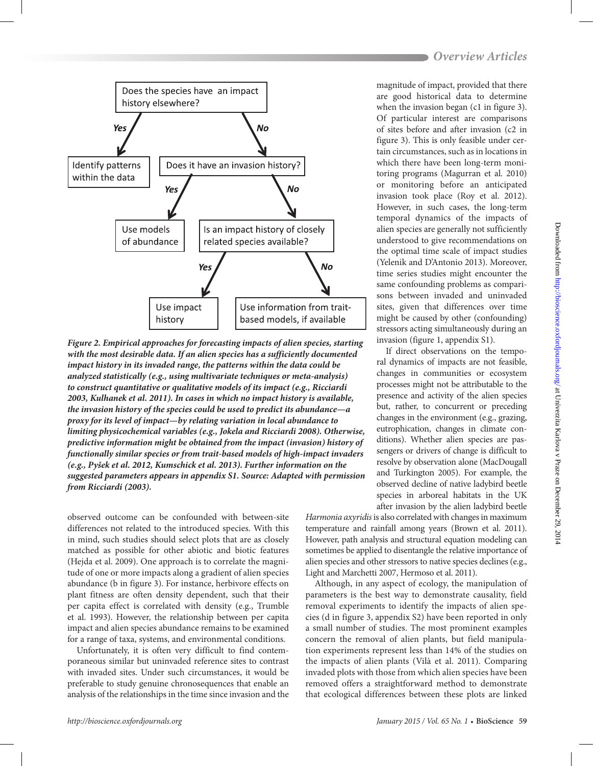Does the species have an impact history elsewhere?

- Yes → Identify patterns within the data
- No → Does it have an invasion history?
  - Yes → Use models of abundance
  - No → Is an impact history of closely related species available?
    - Yes → Use impact history
    - No → Use information from trait-based models, if available

***Figure 2. Empirical approaches for forecasting impacts of alien species, starting with the most desirable data. If an alien species has a sufficiently documented impact history in its invaded range, the patterns within the data could be analyzed statistically (e.g., using multivariate techniques or meta-analysis) to construct quantitative or qualitative models of its impact (e.g., Ricciardi 2003, Kulhanek et al. 2011). In cases in which no impact history is available, the invasion history of the species could be used to predict its abundance—a proxy for its level of impact—by relating variation in local abundance to limiting physicochemical variables (e.g., Jokela and Ricciardi 2008). Otherwise, predictive information might be obtained from the impact (invasion) history of functionally similar species or from trait-based models of high-impact invaders (e.g., Pyšek et al. 2012, Kumschick et al. 2013). Further information on the suggested parameters appears in appendix S1. Source: Adapted with permission from Ricciardi (2003).***

observed outcome can be confounded with between-site differences not related to the introduced species. With this in mind, such studies should select plots that are as closely matched as possible for other abiotic and biotic features (Hejda et al. 2009). One approach is to correlate the magnitude of one or more impacts along a gradient of alien species abundance (b in figure 3). For instance, herbivore effects on plant fitness are often density dependent, such that their per capita effect is correlated with density (e.g., Trumble et al. 1993). However, the relationship between per capita impact and alien species abundance remains to be examined for a range of taxa, systems, and environmental conditions.

Unfortunately, it is often very difficult to find contemporaneous similar but uninvaded reference sites to contrast with invaded sites. Under such circumstances, it would be preferable to study genuine chronosequences that enable an analysis of the relationships in the time since invasion and the magnitude of impact, provided that there are good historical data to determine when the invasion began (c1 in figure 3). Of particular interest are comparisons of sites before and after invasion (c2 in figure 3). This is only feasible under certain circumstances, such as in locations in which there have been long-term monitoring programs (Magurran et al. 2010) or monitoring before an anticipated invasion took place (Roy et al. 2012). However, in such cases, the long-term temporal dynamics of the impacts of alien species are generally not sufficiently understood to give recommendations on the optimal time scale of impact studies (Yelenik and D'Antonio 2013). Moreover, time series studies might encounter the same confounding problems as comparisons between invaded and uninvaded sites, given that differences over time might be caused by other (confounding) stressors acting simultaneously during an invasion (figure 1, appendix S1).

If direct observations on the temporal dynamics of impacts are not feasible, changes in communities or ecosystem processes might not be attributable to the presence and activity of the alien species but, rather, to concurrent or preceding changes in the environment (e.g., grazing, eutrophication, changes in climate conditions). Whether alien species are passengers or drivers of change is difficult to resolve by observation alone (MacDougall and Turkington 2005). For example, the observed decline of native ladybird beetle species in arboreal habitats in the UK after invasion by the alien ladybird beetle *Harmonia axyridis* is also correlated with changes in maximum temperature and rainfall among years (Brown et al. 2011). However, path analysis and structural equation modeling can sometimes be applied to disentangle the relative importance of alien species and other stressors to native species declines (e.g., Light and Marchetti 2007, Hermoso et al. 2011).

Although, in any aspect of ecology, the manipulation of parameters is the best way to demonstrate causality, field removal experiments to identify the impacts of alien species (d in figure 3, appendix S2) have been reported in only a small number of studies. The most prominent examples concern the removal of alien plants, but field manipulation experiments represent less than 14% of the studies on the impacts of alien plants (Vilà et al. 2011). Comparing invaded plots with those from which alien species have been removed offers a straightforward method to demonstrate that ecological differences between these plots are linked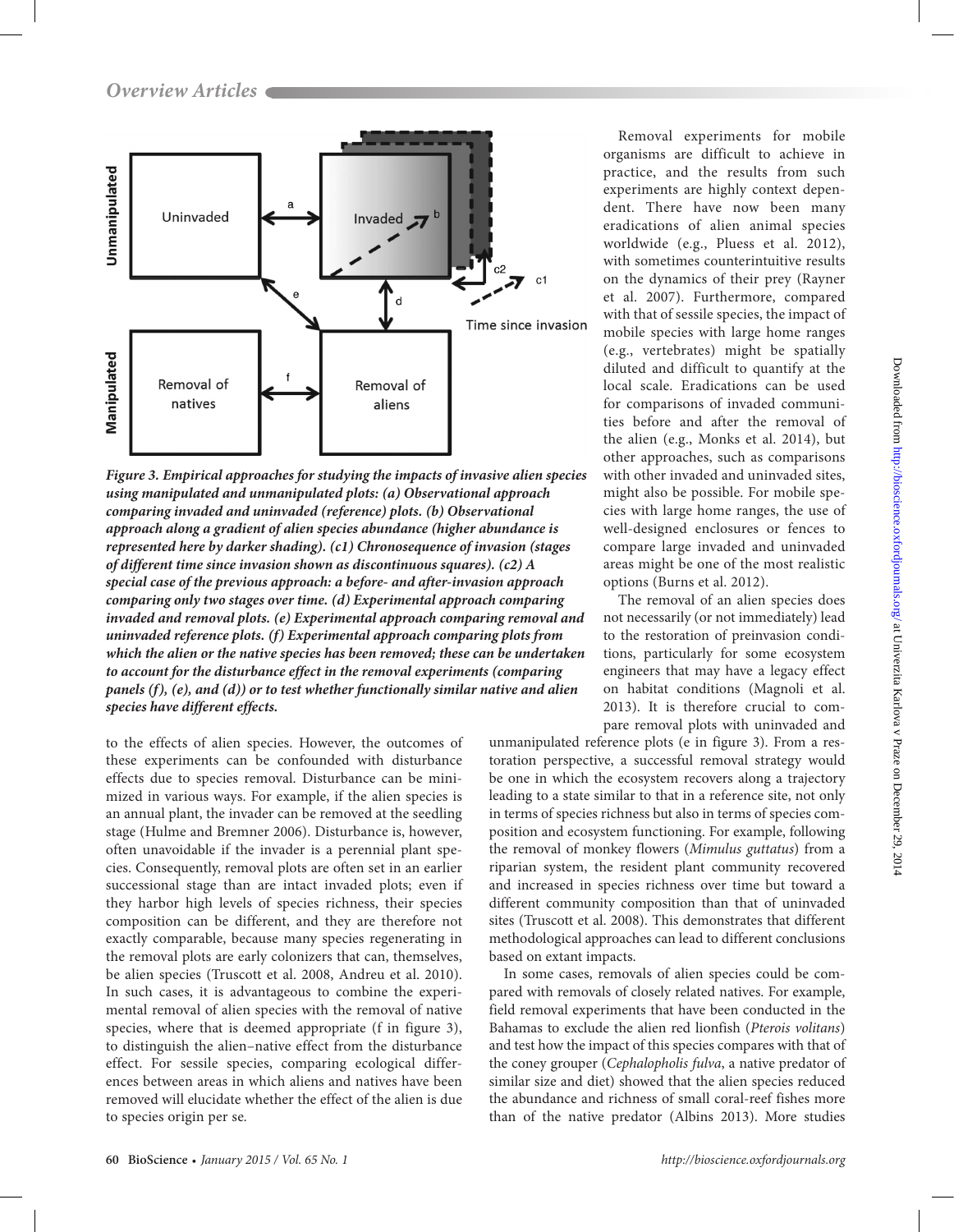Figure 3. Empirical approaches for studying the impacts of invasive alien species using manipulated and unmanipulated plots: (a) Observational approach comparing invaded and uninvaded (reference) plots. (b) Observational approach along a gradient of alien species abundance (higher abundance is represented here by darker shading). (c1) Chronosequence of invasion (stages of different time since invasion shown as discontinuous squares). (c2) A special case of the previous approach: a before- and after-invasion approach comparing only two stages over time. (d) Experimental approach comparing invaded and removal plots. (e) Experimental approach comparing removal and uninvaded reference plots. (f) Experimental approach comparing plots from which the alien or the native species has been removed; these can be undertaken to account for the disturbance effect in the removal experiments (comparing panels (f), (e), and (d)) or to test whether functionally similar native and alien species have different effects.

to the effects of alien species. However, the outcomes of these experiments can be confounded with disturbance effects due to species removal. Disturbance can be minimized in various ways. For example, if the alien species is an annual plant, the invader can be removed at the seedling stage (Hulme and Bremner 2006). Disturbance is, however, often unavoidable if the invader is a perennial plant species. Consequently, removal plots are often set in an earlier successional stage than are intact invaded plots; even if they harbor high levels of species richness, their species composition can be different, and they are therefore not exactly comparable, because many species regenerating in the removal plots are early colonizers that can, themselves, be alien species (Truscott et al. 2008, Andreu et al. 2010). In such cases, it is advantageous to combine the experimental removal of alien species with the removal of native species, where that is deemed appropriate (f in figure 3), to distinguish the alien–native effect from the disturbance effect. For sessile species, comparing ecological differences between areas in which aliens and natives have been removed will elucidate whether the effect of the alien is due to species origin per se.

Removal experiments for mobile organisms are difficult to achieve in practice, and the results from such experiments are highly context dependent. There have now been many eradications of alien animal species worldwide (e.g., Pluess et al. 2012), with sometimes counterintuitive results on the dynamics of their prey (Rayner et al. 2007). Furthermore, compared with that of sessile species, the impact of mobile species with large home ranges (e.g., vertebrates) might be spatially diluted and difficult to quantify at the local scale. Eradications can be used for comparisons of invaded communities before and after the removal of the alien (e.g., Monks et al. 2014), but other approaches, such as comparisons with other invaded and uninvaded sites, might also be possible. For mobile species with large home ranges, the use of well-designed enclosures or fences to compare large invaded and uninvaded areas might be one of the most realistic options (Burns et al. 2012).

The removal of an alien species does not necessarily (or not immediately) lead to the restoration of preinvasion conditions, particularly for some ecosystem engineers that may have a legacy effect on habitat conditions (Magnoli et al. 2013). It is therefore crucial to compare removal plots with uninvaded and unmanipulated reference plots (e in figure 3). From a restoration perspective, a successful removal strategy would be one in which the ecosystem recovers along a trajectory leading to a state similar to that in a reference site, not only in terms of species richness but also in terms of species composition and ecosystem functioning. For example, following the removal of monkey flowers (*Mimulus guttatus*) from a riparian system, the resident plant community recovered and increased in species richness over time but toward a different community composition than that of uninvaded sites (Truscott et al. 2008). This demonstrates that different methodological approaches can lead to different conclusions based on extant impacts.

In some cases, removals of alien species could be compared with removals of closely related natives. For example, field removal experiments that have been conducted in the Bahamas to exclude the alien red lionfish (*Pterois volitans*) and test how the impact of this species compares with that of the coney grouper (*Cephalopholis fulva*, a native predator of similar size and diet) showed that the alien species reduced the abundance and richness of small coral-reef fishes more than of the native predator (Albins 2013). More studies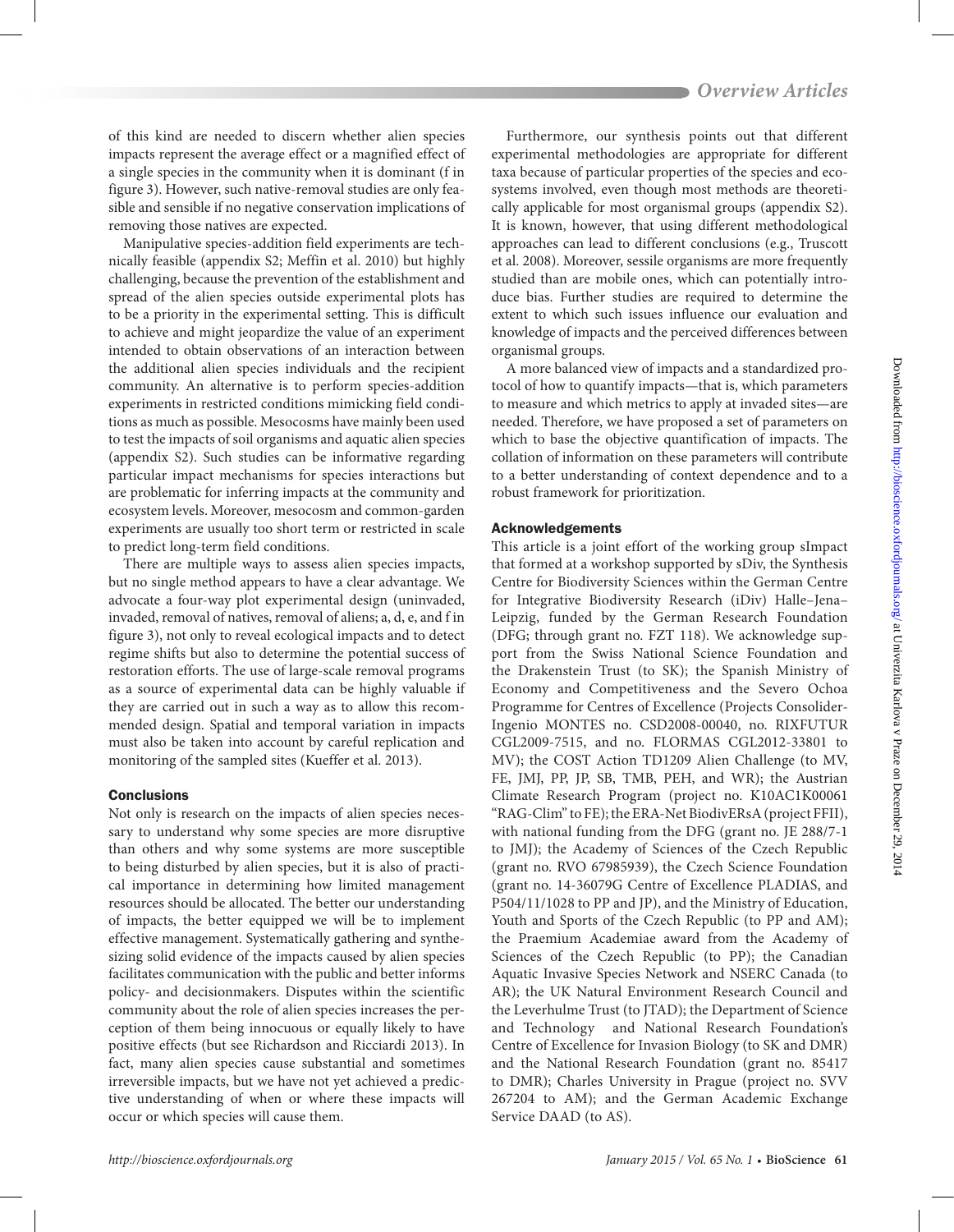of this kind are needed to discern whether alien species impacts represent the average effect or a magnified effect of a single species in the community when it is dominant (f in figure 3). However, such native-removal studies are only feasible and sensible if no negative conservation implications of removing those natives are expected.

Manipulative species-addition field experiments are technically feasible (appendix S2; Meffin et al. 2010) but highly challenging, because the prevention of the establishment and spread of the alien species outside experimental plots has to be a priority in the experimental setting. This is difficult to achieve and might jeopardize the value of an experiment intended to obtain observations of an interaction between the additional alien species individuals and the recipient community. An alternative is to perform species-addition experiments in restricted conditions mimicking field conditions as much as possible. Mesocosms have mainly been used to test the impacts of soil organisms and aquatic alien species (appendix S2). Such studies can be informative regarding particular impact mechanisms for species interactions but are problematic for inferring impacts at the community and ecosystem levels. Moreover, mesocosm and common-garden experiments are usually too short term or restricted in scale to predict long-term field conditions.

There are multiple ways to assess alien species impacts, but no single method appears to have a clear advantage. We advocate a four-way plot experimental design (uninvaded, invaded, removal of natives, removal of aliens; a, d, e, and f in figure 3), not only to reveal ecological impacts and to detect regime shifts but also to determine the potential success of restoration efforts. The use of large-scale removal programs as a source of experimental data can be highly valuable if they are carried out in such a way as to allow this recommended design. Spatial and temporal variation in impacts must also be taken into account by careful replication and monitoring of the sampled sites (Kueffer et al. 2013).

## Conclusions

Not only is research on the impacts of alien species necessary to understand why some species are more disruptive than others and why some systems are more susceptible to being disturbed by alien species, but it is also of practical importance in determining how limited management resources should be allocated. The better our understanding of impacts, the better equipped we will be to implement effective management. Systematically gathering and synthesizing solid evidence of the impacts caused by alien species facilitates communication with the public and better informs policy- and decisionmakers. Disputes within the scientific community about the role of alien species increases the perception of them being innocuous or equally likely to have positive effects (but see Richardson and Ricciardi 2013). In fact, many alien species cause substantial and sometimes irreversible impacts, but we have not yet achieved a predictive understanding of when or where these impacts will occur or which species will cause them.

Furthermore, our synthesis points out that different experimental methodologies are appropriate for different taxa because of particular properties of the species and ecosystems involved, even though most methods are theoretically applicable for most organismal groups (appendix S2). It is known, however, that using different methodological approaches can lead to different conclusions (e.g., Truscott et al. 2008). Moreover, sessile organisms are more frequently studied than are mobile ones, which can potentially introduce bias. Further studies are required to determine the extent to which such issues influence our evaluation and knowledge of impacts and the perceived differences between organismal groups.

A more balanced view of impacts and a standardized protocol of how to quantify impacts—that is, which parameters to measure and which metrics to apply at invaded sites—are needed. Therefore, we have proposed a set of parameters on which to base the objective quantification of impacts. The collation of information on these parameters will contribute to a better understanding of context dependence and to a robust framework for prioritization.

## Acknowledgements

This article is a joint effort of the working group sImpact that formed at a workshop supported by sDiv, the Synthesis Centre for Biodiversity Sciences within the German Centre for Integrative Biodiversity Research (iDiv) Halle–Jena–Leipzig, funded by the German Research Foundation (DFG; through grant no. FZT 118). We acknowledge support from the Swiss National Science Foundation and the Drakenstein Trust (to SK); the Spanish Ministry of Economy and Competitiveness and the Severo Ochoa Programme for Centres of Excellence (Projects Consolider-Ingenio MONTES no. CSD2008-00040, no. RIXFUTUR CGL2009-7515, and no. FLORMAS CGL2012-33801 to MV); the COST Action TD1209 Alien Challenge (to MV, FE, JMJ, PP, JP, SB, TMB, PEH, and WR); the Austrian Climate Research Program (project no. K10AC1K00061 "RAG-Clim" to FE); the ERA-Net BiodivERsA (project FFII), with national funding from the DFG (grant no. JE 288/7-1 to JMJ); the Academy of Sciences of the Czech Republic (grant no. RVO 67985939), the Czech Science Foundation (grant no. 14-36079G Centre of Excellence PLADIAS, and P504/11/1028 to PP and JP), and the Ministry of Education, Youth and Sports of the Czech Republic (to PP and AM); the Praemium Academiae award from the Academy of Sciences of the Czech Republic (to PP); the Canadian Aquatic Invasive Species Network and NSERC Canada (to AR); the UK Natural Environment Research Council and the Leverhulme Trust (to JTAD); the Department of Science and Technology and National Research Foundation's Centre of Excellence for Invasion Biology (to SK and DMR) and the National Research Foundation (grant no. 85417 to DMR); Charles University in Prague (project no. SVV 267204 to AM); and the German Academic Exchange Service DAAD (to AS).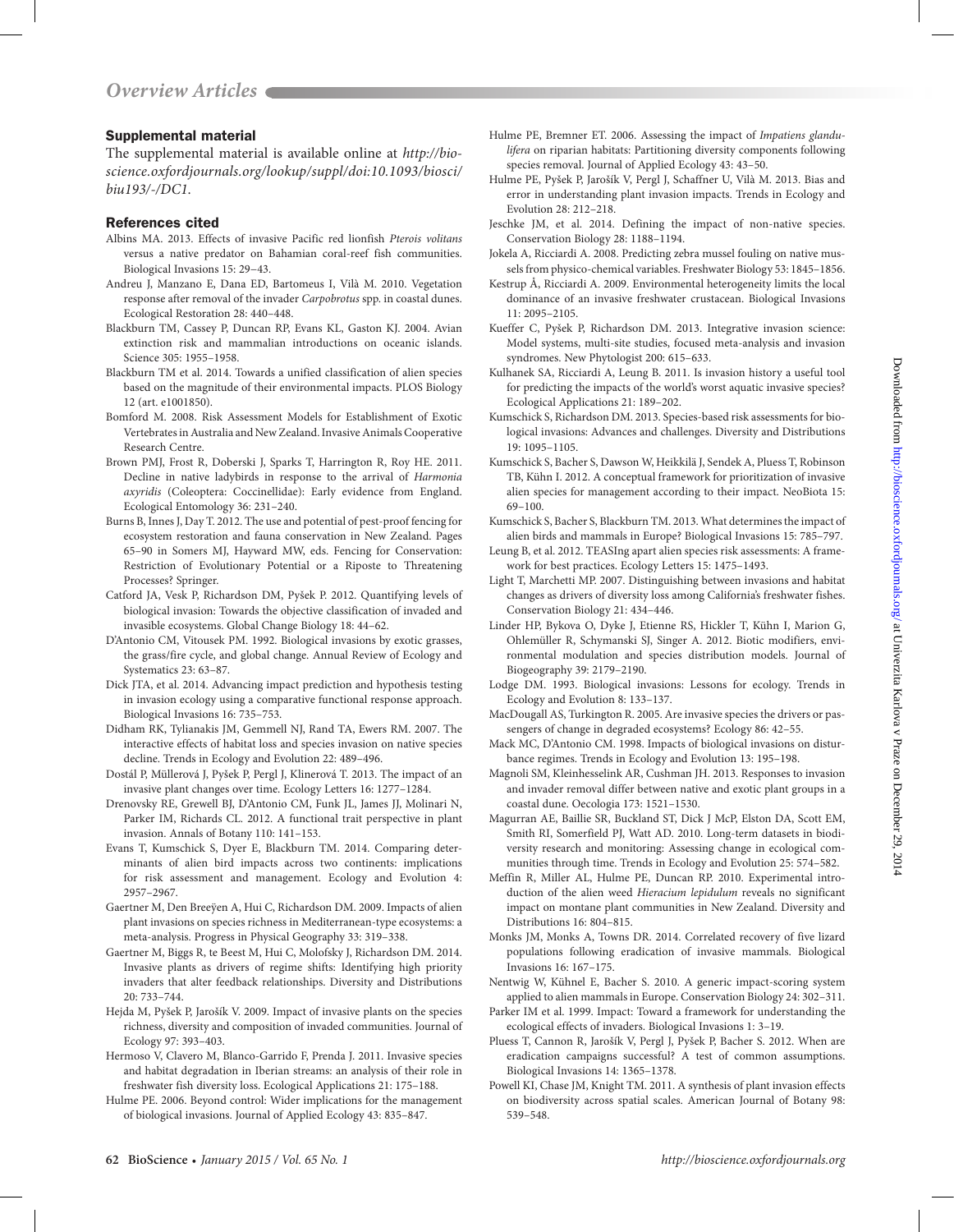## Supplemental material

The supplemental material is available online at *http://bioscience.oxfordjournals.org/lookup/suppl/doi:10.1093/biosci/biu193/-/DC1.*

## References cited

Albins MA. 2013. Effects of invasive Pacific red lionfish *Pterois volitans* versus a native predator on Bahamian coral-reef fish communities. Biological Invasions 15: 29–43.

Andreu J, Manzano E, Dana ED, Bartomeus I, Vilà M. 2010. Vegetation response after removal of the invader *Carpobrotus* spp. in coastal dunes. Ecological Restoration 28: 440–448.

Blackburn TM, Cassey P, Duncan RP, Evans KL, Gaston KJ. 2004. Avian extinction risk and mammalian introductions on oceanic islands. Science 305: 1955–1958.

Blackburn TM et al. 2014. Towards a unified classification of alien species based on the magnitude of their environmental impacts. PLOS Biology 12 (art. e1001850).

Bomford M. 2008. Risk Assessment Models for Establishment of Exotic Vertebrates in Australia and New Zealand. Invasive Animals Cooperative Research Centre.

Brown PMJ, Frost R, Doberski J, Sparks T, Harrington R, Roy HE. 2011. Decline in native ladybirds in response to the arrival of *Harmonia axyridis* (Coleoptera: Coccinellidae): Early evidence from England. Ecological Entomology 36: 231–240.

Burns B, Innes J, Day T. 2012. The use and potential of pest-proof fencing for ecosystem restoration and fauna conservation in New Zealand. Pages 65–90 in Somers MJ, Hayward MW, eds. Fencing for Conservation: Restriction of Evolutionary Potential or a Riposte to Threatening Processes? Springer.

Catford JA, Vesk P, Richardson DM, Pyšek P. 2012. Quantifying levels of biological invasion: Towards the objective classification of invaded and invasible ecosystems. Global Change Biology 18: 44–62.

D'Antonio CM, Vitousek PM. 1992. Biological invasions by exotic grasses, the grass/fire cycle, and global change. Annual Review of Ecology and Systematics 23: 63–87.

Dick JTA, et al. 2014. Advancing impact prediction and hypothesis testing in invasion ecology using a comparative functional response approach. Biological Invasions 16: 735–753.

Didham RK, Tylianakis JM, Gemmell NJ, Rand TA, Ewers RM. 2007. The interactive effects of habitat loss and species invasion on native species decline. Trends in Ecology and Evolution 22: 489–496.

Dostál P, Müllerová J, Pyšek P, Pergl J, Klinerová T. 2013. The impact of an invasive plant changes over time. Ecology Letters 16: 1277–1284.

Drenovsky RE, Grewell BJ, D'Antonio CM, Funk JL, James JJ, Molinari N, Parker IM, Richards CL. 2012. A functional trait perspective in plant invasion. Annals of Botany 110: 141–153.

Evans T, Kumschick S, Dyer E, Blackburn TM. 2014. Comparing determinants of alien bird impacts across two continents: implications for risk assessment and management. Ecology and Evolution 4: 2957–2967.

Gaertner M, Den Breeÿen A, Hui C, Richardson DM. 2009. Impacts of alien plant invasions on species richness in Mediterranean-type ecosystems: a meta-analysis. Progress in Physical Geography 33: 319–338.

Gaertner M, Biggs R, te Beest M, Hui C, Molofsky J, Richardson DM. 2014. Invasive plants as drivers of regime shifts: Identifying high priority invaders that alter feedback relationships. Diversity and Distributions 20: 733–744.

Hejda M, Pyšek P, Jarošík V. 2009. Impact of invasive plants on the species richness, diversity and composition of invaded communities. Journal of Ecology 97: 393–403.

Hermoso V, Clavero M, Blanco-Garrido F, Prenda J. 2011. Invasive species and habitat degradation in Iberian streams: an analysis of their role in freshwater fish diversity loss. Ecological Applications 21: 175–188.

Hulme PE. 2006. Beyond control: Wider implications for the management of biological invasions. Journal of Applied Ecology 43: 835–847.

Hulme PE, Bremner ET. 2006. Assessing the impact of *Impatiens glandulifera* on riparian habitats: Partitioning diversity components following species removal. Journal of Applied Ecology 43: 43–50.

Hulme PE, Pyšek P, Jarošík V, Pergl J, Schaffner U, Vilà M. 2013. Bias and error in understanding plant invasion impacts. Trends in Ecology and Evolution 28: 212–218.

Jeschke JM, et al. 2014. Defining the impact of non-native species. Conservation Biology 28: 1188–1194.

Jokela A, Ricciardi A. 2008. Predicting zebra mussel fouling on native mussels from physico-chemical variables. Freshwater Biology 53: 1845–1856.

Kestrup Å, Ricciardi A. 2009. Environmental heterogeneity limits the local dominance of an invasive freshwater crustacean. Biological Invasions 11: 2095–2105.

Kueffer C, Pyšek P, Richardson DM. 2013. Integrative invasion science: Model systems, multi-site studies, focused meta-analysis and invasion syndromes. New Phytologist 200: 615–633.

Kulhanek SA, Ricciardi A, Leung B. 2011. Is invasion history a useful tool for predicting the impacts of the world's worst aquatic invasive species? Ecological Applications 21: 189–202.

Kumschick S, Richardson DM. 2013. Species-based risk assessments for biological invasions: Advances and challenges. Diversity and Distributions 19: 1095–1105.

Kumschick S, Bacher S, Dawson W, Heikkilä J, Sendek A, Pluess T, Robinson TB, Kühn I. 2012. A conceptual framework for prioritization of invasive alien species for management according to their impact. NeoBiota 15: 69–100.

Kumschick S, Bacher S, Blackburn TM. 2013. What determines the impact of alien birds and mammals in Europe? Biological Invasions 15: 785–797.

Leung B, et al. 2012. TEASIng apart alien species risk assessments: A framework for best practices. Ecology Letters 15: 1475–1493.

Light T, Marchetti MP. 2007. Distinguishing between invasions and habitat changes as drivers of diversity loss among California's freshwater fishes. Conservation Biology 21: 434–446.

Linder HP, Bykova O, Dyke J, Etienne RS, Hickler T, Kühn I, Marion G, Ohlemüller R, Schymanski SJ, Singer A. 2012. Biotic modifiers, environmental modulation and species distribution models. Journal of Biogeography 39: 2179–2190.

Lodge DM. 1993. Biological invasions: Lessons for ecology. Trends in Ecology and Evolution 8: 133–137.

MacDougall AS, Turkington R. 2005. Are invasive species the drivers or passengers of change in degraded ecosystems? Ecology 86: 42–55.

Mack MC, D'Antonio CM. 1998. Impacts of biological invasions on disturbance regimes. Trends in Ecology and Evolution 13: 195–198.

Magnoli SM, Kleinhesselink AR, Cushman JH. 2013. Responses to invasion and invader removal differ between native and exotic plant groups in a coastal dune. Oecologia 173: 1521–1530.

Magurran AE, Baillie SR, Buckland ST, Dick J McP, Elston DA, Scott EM, Smith RI, Somerfield PJ, Watt AD. 2010. Long-term datasets in biodiversity research and monitoring: Assessing change in ecological communities through time. Trends in Ecology and Evolution 25: 574–582.

Meffin R, Miller AL, Hulme PE, Duncan RP. 2010. Experimental introduction of the alien weed *Hieracium lepidulum* reveals no significant impact on montane plant communities in New Zealand. Diversity and Distributions 16: 804–815.

Monks JM, Monks A, Towns DR. 2014. Correlated recovery of five lizard populations following eradication of invasive mammals. Biological Invasions 16: 167–175.

Nentwig W, Kühnel E, Bacher S. 2010. A generic impact-scoring system applied to alien mammals in Europe. Conservation Biology 24: 302–311.

Parker IM et al. 1999. Impact: Toward a framework for understanding the ecological effects of invaders. Biological Invasions 1: 3–19.

Pluess T, Cannon R, Jarošík V, Pergl J, Pyšek P, Bacher S. 2012. When are eradication campaigns successful? A test of common assumptions. Biological Invasions 14: 1365–1378.

Powell KI, Chase JM, Knight TM. 2011. A synthesis of plant invasion effects on biodiversity across spatial scales. American Journal of Botany 98: 539–548.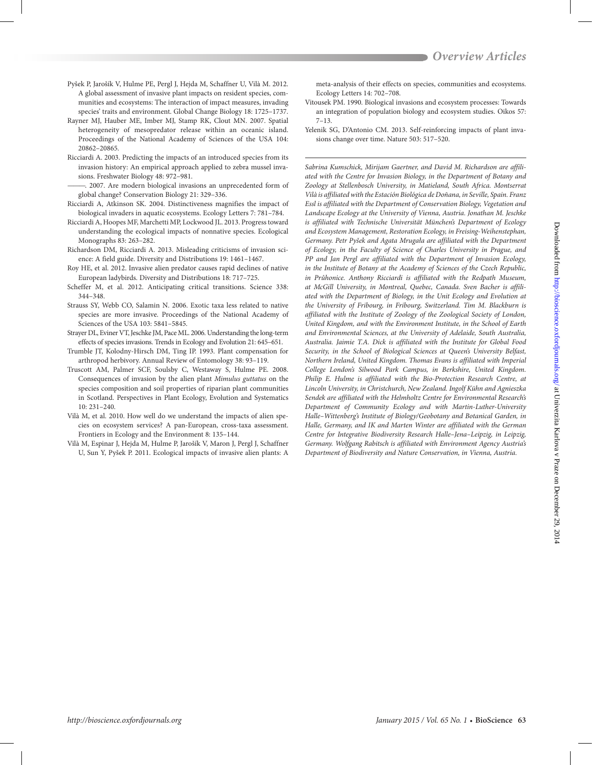Pyšek P, Jarošík V, Hulme PE, Pergl J, Hejda M, Schaffner U, Vilà M. 2012. A global assessment of invasive plant impacts on resident species, communities and ecosystems: The interaction of impact measures, invading species' traits and environment. Global Change Biology 18: 1725–1737.

Rayner MJ, Hauber ME, Imber MJ, Stamp RK, Clout MN. 2007. Spatial heterogeneity of mesopredator release within an oceanic island. Proceedings of the National Academy of Sciences of the USA 104: 20862–20865.

Ricciardi A. 2003. Predicting the impacts of an introduced species from its invasion history: An empirical approach applied to zebra mussel invasions. Freshwater Biology 48: 972–981.

———. 2007. Are modern biological invasions an unprecedented form of global change? Conservation Biology 21: 329–336.

Ricciardi A, Atkinson SK. 2004. Distinctiveness magnifies the impact of biological invaders in aquatic ecosystems. Ecology Letters 7: 781–784.

Ricciardi A, Hoopes MF, Marchetti MP, Lockwood JL. 2013. Progress toward understanding the ecological impacts of nonnative species. Ecological Monographs 83: 263–282.

Richardson DM, Ricciardi A. 2013. Misleading criticisms of invasion science: A field guide. Diversity and Distributions 19: 1461–1467.

Roy HE, et al. 2012. Invasive alien predator causes rapid declines of native European ladybirds. Diversity and Distributions 18: 717–725.

Scheffer M, et al. 2012. Anticipating critical transitions. Science 338: 344–348.

Strauss SY, Webb CO, Salamin N. 2006. Exotic taxa less related to native species are more invasive. Proceedings of the National Academy of Sciences of the USA 103: 5841–5845.

Strayer DL, Eviner VT, Jeschke JM, Pace ML. 2006. Understanding the long-term effects of species invasions. Trends in Ecology and Evolution 21: 645–651.

Trumble JT, Kolodny-Hirsch DM, Ting IP. 1993. Plant compensation for arthropod herbivory. Annual Review of Entomology 38: 93–119.

Truscott AM, Palmer SCF, Soulsby C, Westaway S, Hulme PE. 2008. Consequences of invasion by the alien plant *Mimulus guttatus* on the species composition and soil properties of riparian plant communities in Scotland. Perspectives in Plant Ecology, Evolution and Systematics 10: 231–240.

Vilà M, et al. 2010. How well do we understand the impacts of alien species on ecosystem services? A pan-European, cross-taxa assessment. Frontiers in Ecology and the Environment 8: 135–144.

Vilà M, Espinar J, Hejda M, Hulme PE, Jarošík V, Maron J, Pergl J, Schaffner U, Sun Y, Pyšek P. 2011. Ecological impacts of invasive alien plants: A meta-analysis of their effects on species, communities and ecosystems. Ecology Letters 14: 702–708.

Vitousek PM. 1990. Biological invasions and ecosystem processes: Towards an integration of population biology and ecosystem studies. Oikos 57: 7–13.

Yelenik SG, D'Antonio CM. 2013. Self-reinforcing impacts of plant invasions change over time. Nature 503: 517–520.

---

*Sabrina Kumschick, Mirijam Gaertner, and David M. Richardson are affiliated with the Centre for Invasion Biology, in the Department of Botany and Zoology at Stellenbosch University, in Matieland, South Africa. Montserrat Vilà is affiliated with the Estación Biológica de Doñana, in Seville, Spain. Franz Essl is affiliated with the Department of Conservation Biology, Vegetation and Landscape Ecology at the University of Vienna, Austria. Jonathan M. Jeschke is affiliated with Technische Universität München's Department of Ecology and Ecosystem Management, Restoration Ecology, in Freising-Weihenstephan, Germany. Petr Pyšek and Agata Mrugała are affiliated with the Department of Ecology, in the Faculty of Science of Charles University in Prague, and PP and Jan Pergl are affiliated with the Department of Invasion Ecology, in the Institute of Botany at the Academy of Sciences of the Czech Republic, in Průhonice. Anthony Ricciardi is affiliated with the Redpath Museum, at McGill University, in Montreal, Quebec, Canada. Sven Bacher is affiliated with the Department of Biology, in the Unit Ecology and Evolution at the University of Fribourg, in Fribourg, Switzerland. Tim M. Blackburn is affiliated with the Institute of Zoology of the Zoological Society of London, United Kingdom, and with the Environment Institute, in the School of Earth and Environmental Sciences, at the University of Adelaide, South Australia, Australia. Jaimie T.A. Dick is affiliated with the Institute for Global Food Security, in the School of Biological Sciences at Queen's University Belfast, Northern Ireland, United Kingdom. Thomas Evans is affiliated with Imperial College London's Silwood Park Campus, in Berkshire, United Kingdom. Philip E. Hulme is affiliated with the Bio-Protection Research Centre, at Lincoln University, in Christchurch, New Zealand. Ingolf Kühn and Agnieszka Sendek are affiliated with the Helmholtz Centre for Environmental Research's Department of Community Ecology and with Martin-Luther-University Halle–Wittenberg's Institute of Biology/Geobotany and Botanical Garden, in Halle, Germany, and IK and Marten Winter are affiliated with the German Centre for Integrative Biodiversity Research Halle–Jena–Leipzig, in Leipzig, Germany. Wolfgang Rabitsch is affiliated with Environment Agency Austria's Department of Biodiversity and Nature Conservation, in Vienna, Austria.*